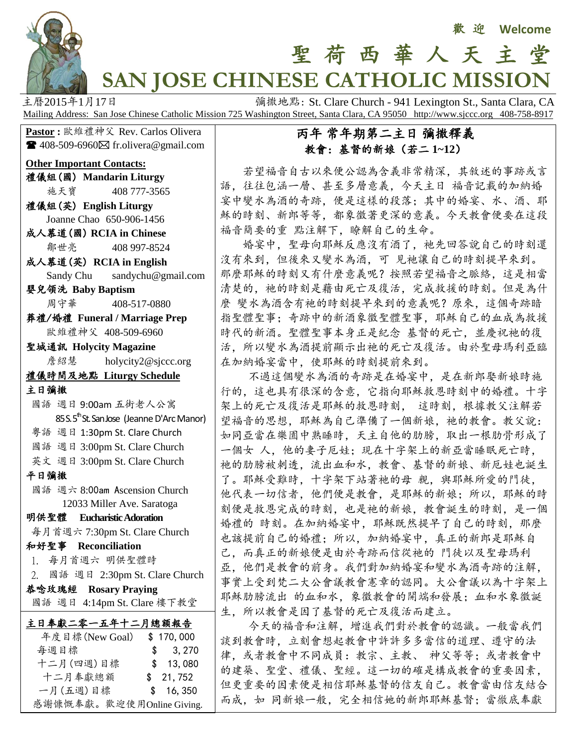歡 迎 Welcome

# 聖 荷 西 華 人 天 主 堂
# SAN JOSE CHINESE CATHOLIC MISSION

主曆2015年1月17日　　彌撒地點: St. Clare Church - 941 Lexington St., Santa Clara, CA

Mailing Address: San Jose Chinese Catholic Mission 725 Washington Street, Santa Clara, CA 95050 http://www.sjccc.org 408-758-8917

**Pastor :** 歐維禮神父 Rev. Carlos Olivera
☎ 408-509-6960 ✉ fr.olivera@gmail.com

**Other Important Contacts:**

**禮儀組(國) Mandarin Liturgy**
施天寶 408 777-3565

**禮儀組(英) English Liturgy**
Joanne Chao 650-906-1456

**成人慕道(國) RCIA in Chinese**
鄒世亮 408 997-8524

**成人慕道(英) RCIA in English**
Sandy Chu sandychu@gmail.com

**嬰兒領洗 Baby Baptism**
周守華 408-517-0880

**葬禮/婚禮 Funeral / Marriage Prep**
歐維禮神父 408-509-6960

**聖城通訊 Holycity Magazine**
詹紹慧 holycity2@sjccc.org

**禮儀時間及地點 Liturgy Schedule**

**主日彌撒**
- 國語 週日 9:00am 五街老人公寓 85 S. 5th St. San Jose (Jeanne D'Arc Manor)
- 粵語 週日 1:30pm St. Clare Church
- 國語 週日 3:00pm St. Clare Church
- 英文 週日 3:00pm St. Clare Church

**平日彌撒**
- 國語 週六 8:00am Ascension Church 12033 Miller Ave. Saratoga

**明供聖體 Eucharistic Adoration**
每月首週六 7:30pm St. Clare Church

**和好聖事 Reconciliation**
1. 每月首週六 明供聖體時
2. 國語 週日 2:30pm St. Clare Church

**恭唸玫瑰經 Rosary Praying**
國語 週日 4:14pm St. Clare 樓下教堂

**主日奉獻二零一五年十二月總額報告**

| | |
|---|---|
| 年度目標(New Goal) | $ 170, 000 |
| 每週目標 | $ 3, 270 |
| 十二月(四週)目標 | $ 13, 080 |
| 十二月奉獻總額 | $ 21, 752 |
| 一月(五週)目標 | $ 16, 350 |

感謝慷慨奉獻。歡迎使用Online Giving.

## 丙年 常年期第二主日 彌撒釋義
### 教會: 基督的新娘 (若二 1~12)

若望福音自古以來便公認為含義非常精深，其敘述的事跡或言語，往往包涵一層、甚至多層意義，今天主日 福音記載的加納婚宴中變水為酒的奇跡，便是這樣的段落；其中的婚宴、水、酒、耶穌的時刻、新郎等等，都象徵著更深的意義。今天教會便要在這段福音簡要的重 點注解下，瞭解自己的生命。

婚宴中，聖母向耶穌反應沒有酒了，祂先回答說自己的時刻還沒有來到，但後來又變水為酒，可 見祂讓自己的時刻提早來到。那麼耶穌的時刻又有什麼意義呢？按照若望福音之脈絡，這是相當清楚的，祂的時刻是藉由死亡及復活，完成救援的時刻。但是為什麼 變水為酒含有祂的時刻提早來到的意義呢？原來，這個奇跡暗指聖體聖事；奇跡中的新酒象徵聖體聖事，耶穌自己的血成為救援時代的新酒。聖體聖事本身正是紀念 基督的死亡，並慶祝祂的復活，所以變水為酒提前顯示出祂的死亡及復活。由於聖母瑪利亞臨在加納婚宴當中，使耶穌的時刻提前來到。

不過這個變水為酒的奇跡是在婚宴中，是在新郎娶新娘時施行的，這也具有很深的含意，它指向耶穌救恩時刻中的婚禮。十字架上的死亡及復活是耶穌的救恩時刻， 這時刻，根據教父注解若望福音的思想，耶穌為自己準備了一個新娘，祂的教會。教父說：如同亞當在樂園中熟睡時，天主自他的肋膀，取出一根肋骨形成了一個女 人，他的妻子厄娃；現在十字架上的新亞當睡眠死亡時，祂的肋膀被刺透，流出血和水，教會、基督的新娘、新厄娃也誕生了。耶穌受難時，十字架下站著祂的母 親，與耶穌所愛的門徒，他代表一切信者，他們便是教會，是耶穌的新娘；所以，耶穌的時刻便是救恩完成的時刻，也是祂的新娘，教會誕生的時刻，是一個婚禮的 時刻。在加納婚宴中，耶穌既然提早了自己的時刻，那麼也該提前自己的婚禮；所以，加納婚宴中，真正的新郎是耶穌自己，而真正的新娘便是由於奇跡而信從祂的 門徒以及聖母瑪利亞，他們是教會的前身。我們對加納婚宴和變水為酒奇跡的注解，事實上受到梵二大公會議教會憲章的認同。大公會議以為十字架上耶穌肋膀流出 的血和水，象徵教會的開端和發展；血和水象徵誕生，所以教會是因了基督的死亡及復活而建立。

今天的福音和注解，增進我們對於教會的認識。一般當我們談到教會時，立刻會想起教會中許許多多當信的道理、遵守的法律，或者教會中不同成員：教宗、主教、 神父等等；或者教會中的建築、聖堂、禮儀、聖經。這一切的確是構成教會的重要因素，但更重要的因素便是相信耶穌基督的信友自己。教會當由信友結合而成，如 同新娘一般，完全相信她的新郎耶穌基督；當徹底奉獻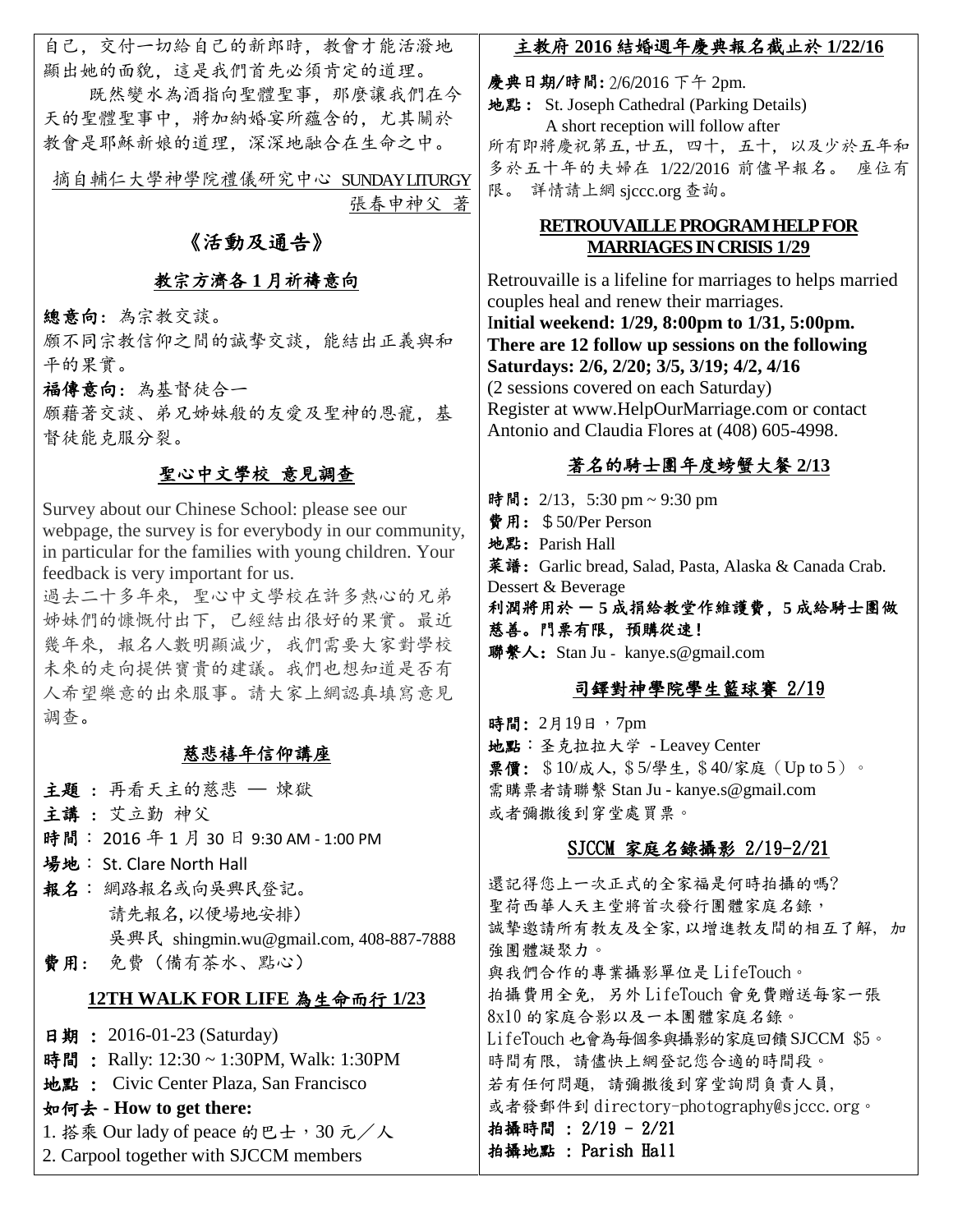自己，交付一切給自己的新郎時，教會才能活潑地顯出她的面貌，這是我們首先必須肯定的道理。

既然變水為酒指向聖體聖事，那麼讓我們在今天的聖體聖事中，將加納婚宴所蘊含的，尤其關於教會是耶穌新娘的道理，深深地融合在生命之中。

摘自輔仁大學神學院禮儀研究中心 SUNDAY LITURGY

張春申神父 著

# 《活動及通告》

## 教宗方濟各 1 月祈禱意向

**總意向**：為宗教交談。

願不同宗教信仰之間的誠摯交談，能結出正義與和平的果實。

**福傳意向**：為基督徒合一

願藉著交談、弟兄姊妹般的友愛及聖神的恩寵，基督徒能克服分裂。

## 聖心中文學校 意見調查

Survey about our Chinese School: please see our webpage, the survey is for everybody in our community, in particular for the families with young children. Your feedback is very important for us.

過去二十多年來，聖心中文學校在許多熱心的兄弟姊妹們的慷慨付出下，已經結出很好的果實。最近幾年來，報名人數明顯減少，我們需要大家對學校未來的走向提供寶貴的建議。我們也想知道是否有人希望樂意的出來服事。請大家上網認真填寫意見調查。

## 慈悲禧年信仰講座

**主題** ：再看天主的慈悲 — 煉獄

**主講** ：艾立勤 神父

**時間**： 2016 年 1 月 30 日 9:30 AM - 1:00 PM

**場地**： St. Clare North Hall

**報名**： 網路報名或向吳興民登記。

請先報名，以便場地安排）

吳興民 shingmin.wu@gmail.com, 408-887-7888

**費用**： 免費（備有茶水、點心）

## 12TH WALK FOR LIFE 為生命而行 1/23

**日期** ： 2016-01-23 (Saturday)

**時間** ： Rally: 12:30 ~ 1:30PM, Walk: 1:30PM

**地點** ： Civic Center Plaza, San Francisco

**如何去 - How to get there:**

1. 搭乘 Our lady of peace 的巴士，30 元／人
2. Carpool together with SJCCM members

## 主教府 2016 結婚週年慶典報名截止於 1/22/16

**慶典日期/時間**：2/6/2016 下午 2pm.

**地點**： St. Joseph Cathedral (Parking Details)

A short reception will follow after

所有即將慶祝第五，廿五，四十，五十，以及少於五年和多於五十年的夫婦在 1/22/2016 前儘早報名。 座位有限。 詳情請上網 sjccc.org 查詢。

## RETROUVAILLE PROGRAM HELP FOR MARRIAGES IN CRISIS 1/29

Retrouvaille is a lifeline for marriages to helps married couples heal and renew their marriages.

**Initial weekend: 1/29, 8:00pm to 1/31, 5:00pm. There are 12 follow up sessions on the following Saturdays: 2/6, 2/20; 3/5, 3/19; 4/2, 4/16**

(2 sessions covered on each Saturday)

Register at www.HelpOurMarriage.com or contact Antonio and Claudia Flores at (408) 605-4998.

## 著名的騎士團年度螃蟹大餐 2/13

**時間**：2/13，5:30 pm ~ 9:30 pm

**費用**： ＄50/Per Person

**地點**：Parish Hall

**菜譜**：Garlic bread, Salad, Pasta, Alaska & Canada Crab. Dessert & Beverage

**利潤將用於 — 5 成捐給教堂作維護費，5 成給騎士團做慈善。門票有限，預購從速！**

**聯繫人**：Stan Ju - kanye.s@gmail.com

## 司鐸對神學院學生籃球賽 2/19

**時間**：2月19日，7pm

**地點**：圣克拉拉大学 - Leavey Center

**票價**：＄10/成人，＄5/學生，＄40/家庭（Up to 5）。

需購票者請聯繫 Stan Ju - kanye.s@gmail.com

或者彌撒後到穿堂處買票。

## SJCCM 家庭名錄攝影 2/19-2/21

還記得您上一次正式的全家福是何時拍攝的嗎？

聖荷西華人天主堂將首次發行團體家庭名錄，

誠摯邀請所有教友及全家，以增進教友間的相互了解，加強團體凝聚力。

與我們合作的專業攝影單位是 LifeTouch。

拍攝費用全免，另外 LifeTouch 會免費贈送每家一張 8x10 的家庭合影以及一本團體家庭名錄。

LifeTouch 也會為每個參與攝影的家庭回饋 SJCCM $5。

時間有限，請儘快上網登記您合適的時間段。

若有任何問題，請彌撒後到穿堂詢問負責人員，

或者發郵件到 directory-photography@sjccc.org。

**拍攝時間 ： 2/19 - 2/21**

**拍攝地點 ： Parish Hall**